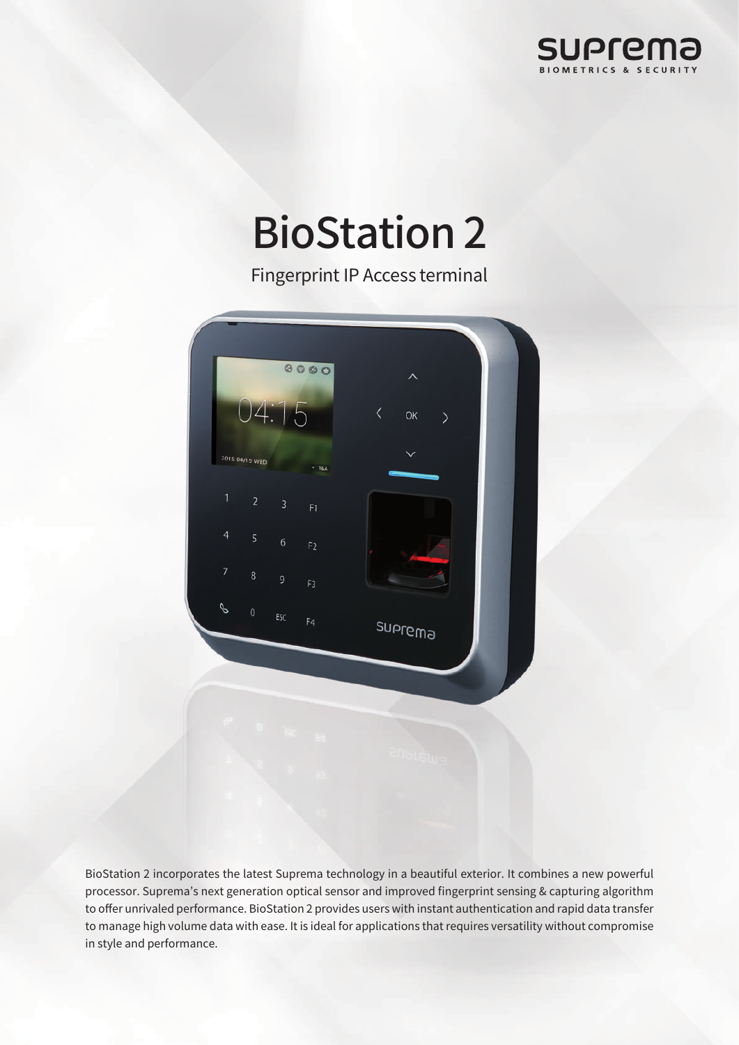# BioStation 2

Fingerprint IP Access terminal

BioStation 2 incorporates the latest Suprema technology in a beautiful exterior. It combines a new powerful processor. Suprema's next generation optical sensor and improved fingerprint sensing & capturing algorithm to offer unrivaled performance. BioStation 2 provides users with instant authentication and rapid data transfer to manage high volume data with ease. It is ideal for applications that requires versatility without compromise in style and performance.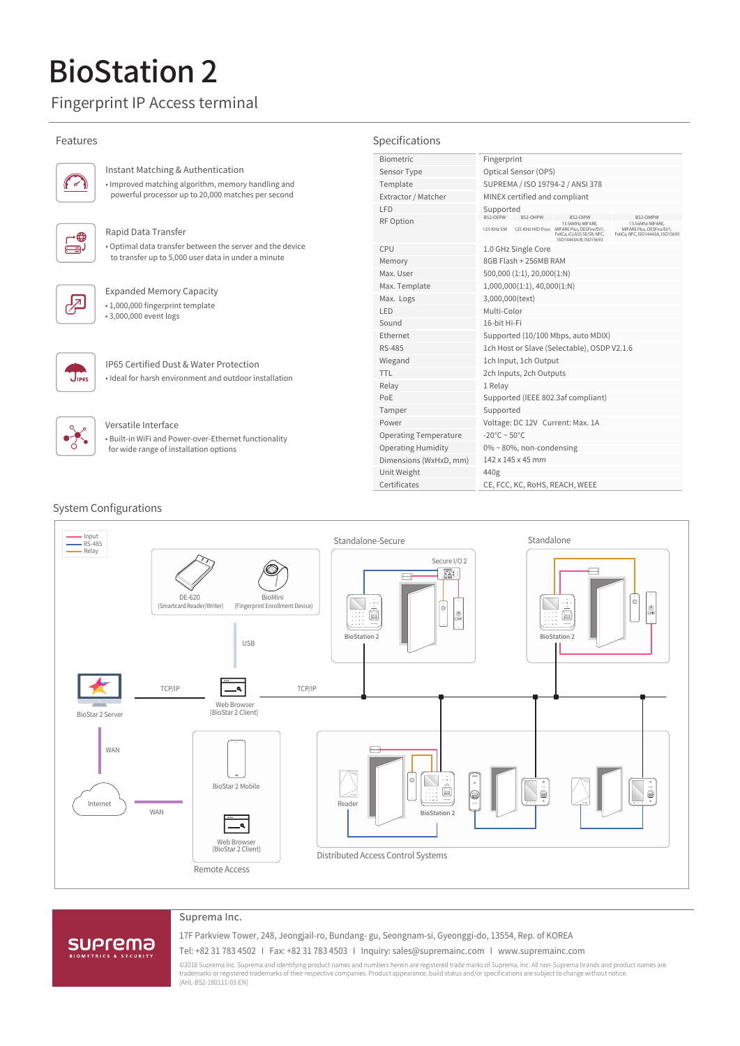# BioStation 2

Fingerprint IP Access terminal

## Features

### Instant Matching & Authentication
- Improved matching algorithm, memory handling and powerful processor up to 20,000 matches per second

### Rapid Data Transfer
- Optimal data transfer between the server and the device to transfer up to 5,000 user data in under a minute

### Expanded Memory Capacity
- 1,000,000 fingerprint template
- 3,000,000 event logs

### IP65 Certified Dust & Water Protection
- Ideal for harsh environment and outdoor installation

### Versatile Interface
- Built-in WiFi and Power-over-Ethernet functionality for wide range of installation options

## Specifications

| | |
|---|---|
| Biometric | Fingerprint |
| Sensor Type | Optical Sensor (OP5) |
| Template | SUPREMA / ISO 19794-2 / ANSI 378 |
| Extractor / Matcher | MINEX certified and compliant |
| LFD | Supported |
| RF Option | BS2-OEPW: 125 KHz EM; BS2-OHPW: 125 KHz HID Prox; BS2-OIPW: 13.56MHz MIFARE, MIFARE Plus, DESFire/EV1, FeliCa, iCLASS SE/SR, NFC, ISO14443A/B, ISO15693; BS2-OMPW: 13.56MHz MIFARE, MIFARE Plus, DESFire/EV1, FeliCa, NFC, ISO14443A, ISO15693 |
| CPU | 1.0 GHz Single Core |
| Memory | 8GB Flash + 256MB RAM |
| Max. User | 500,000 (1:1), 20,000(1:N) |
| Max. Template | 1,000,000(1:1), 40,000(1:N) |
| Max. Logs | 3,000,000(text) |
| LED | Multi-Color |
| Sound | 16-bit Hi-Fi |
| Ethernet | Supported (10/100 Mbps, auto MDIX) |
| RS-485 | 1ch Host or Slave (Selectable), OSDP V2.1.6 |
| Wiegand | 1ch Input, 1ch Output |
| TTL | 2ch Inputs, 2ch Outputs |
| Relay | 1 Relay |
| PoE | Supported (IEEE 802.3af compliant) |
| Tamper | Supported |
| Power | Voltage: DC 12V Current: Max. 1A |
| Operating Temperature | -20°C ~ 50°C |
| Operating Humidity | 0% ~ 80%, non-condensing |
| Dimensions (WxHxD, mm) | 142 x 145 x 45 mm |
| Unit Weight | 440g |
| Certificates | CE, FCC, KC, RoHS, REACH, WEEE |

## System Configurations

Input
RS-485
Relay

DE-620 (Smartcard Reader/Writer)
BioMini (Fingerprint Enrollment Device)
USB
BioStar 2 Server
TCP/IP
Web Browser (BioStar 2 Client)
TCP/IP
WAN
Internet
WAN
BioStar 2 Mobile
Web Browser (BioStar 2 Client)
Remote Access

Standalone-Secure
Secure I/O 2
BioStation 2

Standalone
BioStation 2

Reader
BioStation 2
Distributed Access Control Systems

**Suprema Inc.**

17F Parkview Tower, 248, Jeongjail-ro, Bundang- gu, Seongnam-si, Gyeonggi-do, 13554, Rep. of KOREA

Tel: +82 31 783 4502 I Fax: +82 31 783 4503 I Inquiry: sales@supremainc.com I www.supremainc.com

©2018 Suprema Inc. Suprema and identifying product names and numbers herein are registered trade marks of Suprema, Inc. All non-Suprema brands and product names are trademarks or registered trademarks of their respective companies. Product appearance, build status and/or specifications are subject to change without notice.
[AHL-BS2-180111-03-EN]